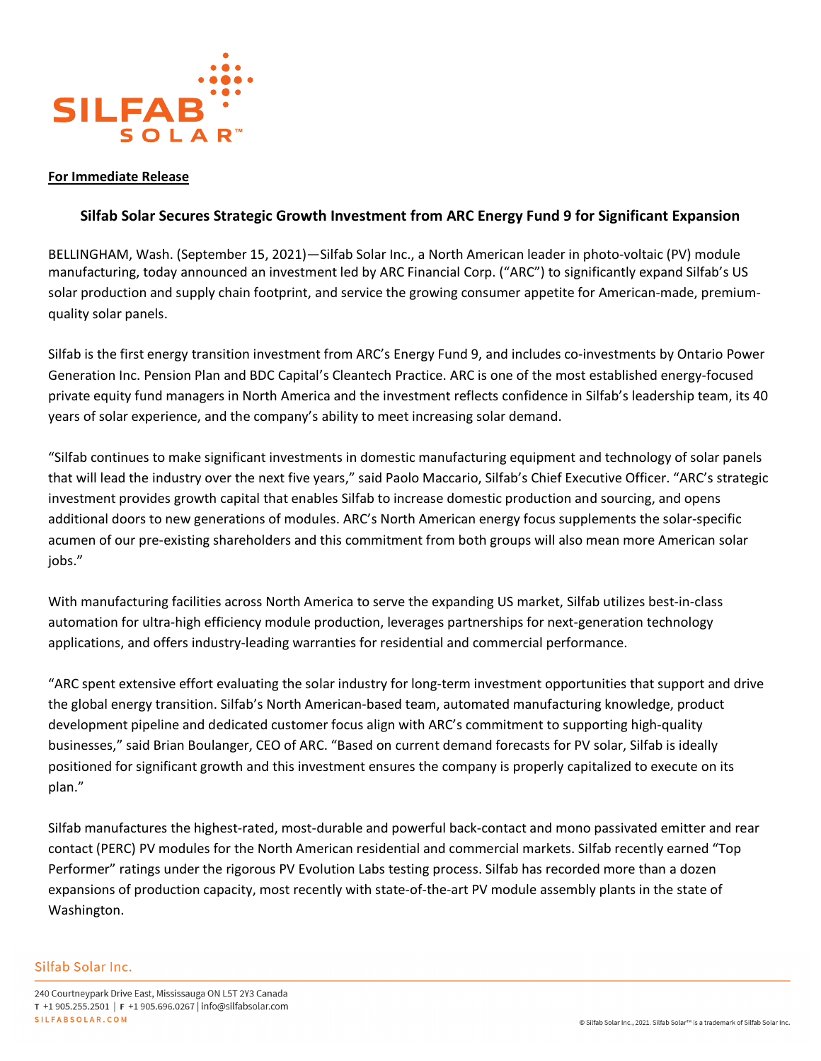**For Immediate Release**

## Silfab Solar Secures Strategic Growth Investment from ARC Energy Fund 9 for Significant Expansion

BELLINGHAM, Wash. (September 15, 2021)—Silfab Solar Inc., a North American leader in photo-voltaic (PV) module manufacturing, today announced an investment led by ARC Financial Corp. ("ARC") to significantly expand Silfab's US solar production and supply chain footprint, and service the growing consumer appetite for American-made, premium-quality solar panels.

Silfab is the first energy transition investment from ARC's Energy Fund 9, and includes co-investments by Ontario Power Generation Inc. Pension Plan and BDC Capital's Cleantech Practice. ARC is one of the most established energy-focused private equity fund managers in North America and the investment reflects confidence in Silfab's leadership team, its 40 years of solar experience, and the company's ability to meet increasing solar demand.

"Silfab continues to make significant investments in domestic manufacturing equipment and technology of solar panels that will lead the industry over the next five years," said Paolo Maccario, Silfab's Chief Executive Officer. "ARC's strategic investment provides growth capital that enables Silfab to increase domestic production and sourcing, and opens additional doors to new generations of modules. ARC's North American energy focus supplements the solar-specific acumen of our pre-existing shareholders and this commitment from both groups will also mean more American solar jobs."

With manufacturing facilities across North America to serve the expanding US market, Silfab utilizes best-in-class automation for ultra-high efficiency module production, leverages partnerships for next-generation technology applications, and offers industry-leading warranties for residential and commercial performance.

"ARC spent extensive effort evaluating the solar industry for long-term investment opportunities that support and drive the global energy transition. Silfab's North American-based team, automated manufacturing knowledge, product development pipeline and dedicated customer focus align with ARC's commitment to supporting high-quality businesses," said Brian Boulanger, CEO of ARC. "Based on current demand forecasts for PV solar, Silfab is ideally positioned for significant growth and this investment ensures the company is properly capitalized to execute on its plan."

Silfab manufactures the highest-rated, most-durable and powerful back-contact and mono passivated emitter and rear contact (PERC) PV modules for the North American residential and commercial markets. Silfab recently earned "Top Performer" ratings under the rigorous PV Evolution Labs testing process. Silfab has recorded more than a dozen expansions of production capacity, most recently with state-of-the-art PV module assembly plants in the state of Washington.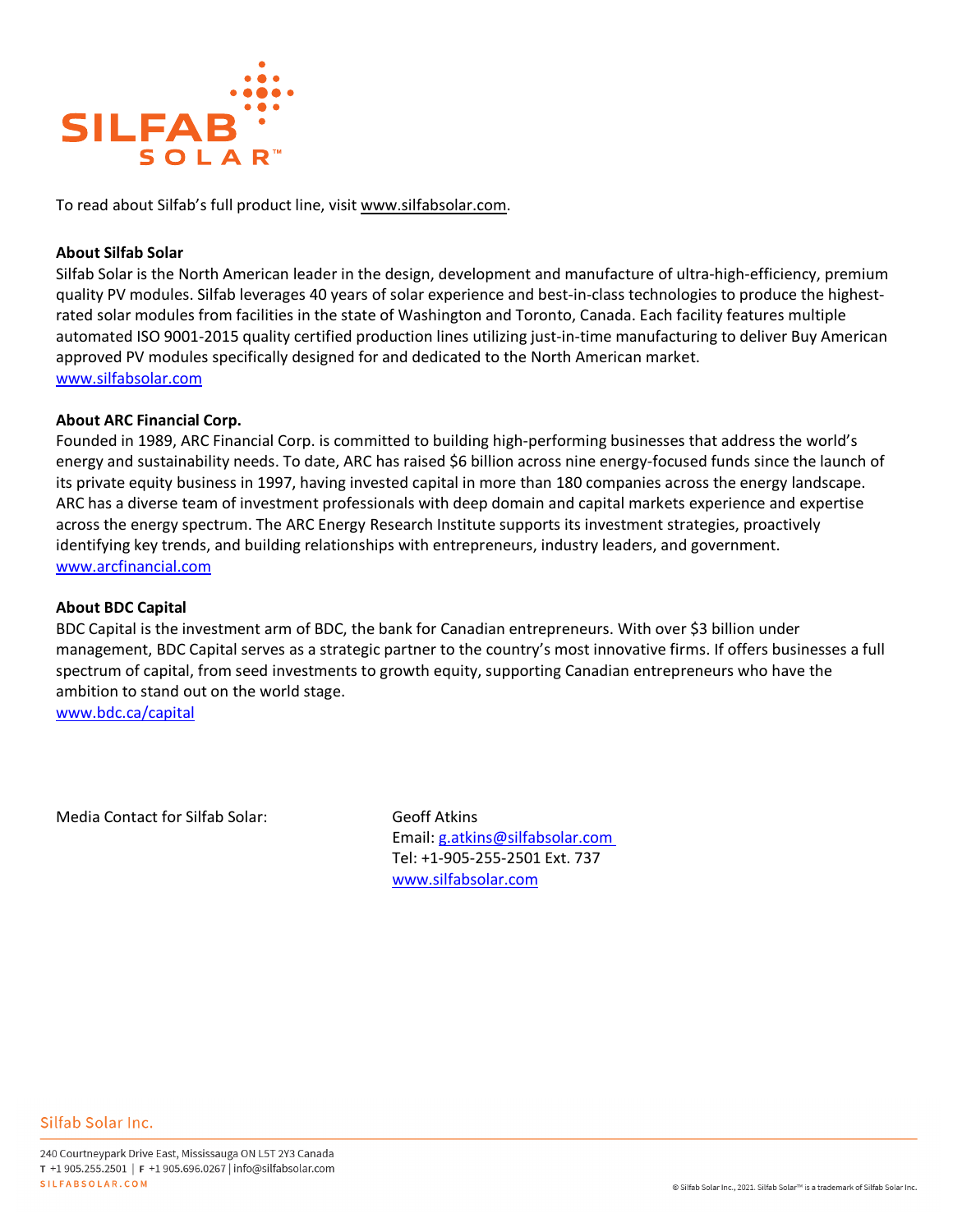To read about Silfab's full product line, visit www.silfabsolar.com.

**About Silfab Solar**

Silfab Solar is the North American leader in the design, development and manufacture of ultra-high-efficiency, premium quality PV modules. Silfab leverages 40 years of solar experience and best-in-class technologies to produce the highest-rated solar modules from facilities in the state of Washington and Toronto, Canada. Each facility features multiple automated ISO 9001-2015 quality certified production lines utilizing just-in-time manufacturing to deliver Buy American approved PV modules specifically designed for and dedicated to the North American market.
www.silfabsolar.com

**About ARC Financial Corp.**

Founded in 1989, ARC Financial Corp. is committed to building high-performing businesses that address the world's energy and sustainability needs. To date, ARC has raised $6 billion across nine energy-focused funds since the launch of its private equity business in 1997, having invested capital in more than 180 companies across the energy landscape. ARC has a diverse team of investment professionals with deep domain and capital markets experience and expertise across the energy spectrum. The ARC Energy Research Institute supports its investment strategies, proactively identifying key trends, and building relationships with entrepreneurs, industry leaders, and government.
www.arcfinancial.com

**About BDC Capital**

BDC Capital is the investment arm of BDC, the bank for Canadian entrepreneurs. With over $3 billion under management, BDC Capital serves as a strategic partner to the country's most innovative firms. If offers businesses a full spectrum of capital, from seed investments to growth equity, supporting Canadian entrepreneurs who have the ambition to stand out on the world stage.
www.bdc.ca/capital

Media Contact for Silfab Solar:

Geoff Atkins
Email: g.atkins@silfabsolar.com
Tel: +1-905-255-2501 Ext. 737
www.silfabsolar.com